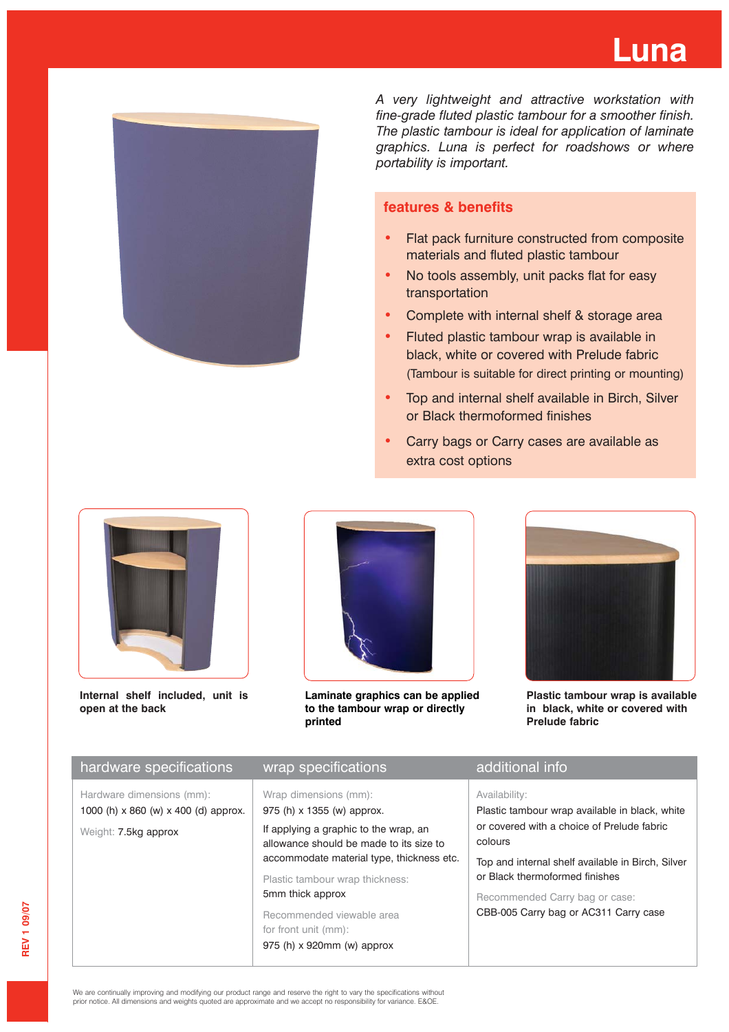# Luna

*A very lightweight and attractive workstation with fine-grade fluted plastic tambour for a smoother finish. The plastic tambour is ideal for application of laminate graphics. Luna is perfect for roadshows or where portability is important.*

## features & benefits

- Flat pack furniture constructed from composite materials and fluted plastic tambour
- No tools assembly, unit packs flat for easy transportation
- Complete with internal shelf & storage area
- Fluted plastic tambour wrap is available in black, white or covered with Prelude fabric (Tambour is suitable for direct printing or mounting)
- Top and internal shelf available in Birch, Silver or Black thermoformed finishes
- Carry bags or Carry cases are available as extra cost options

**Internal shelf included, unit is open at the back**

**Laminate graphics can be applied to the tambour wrap or directly printed**

**Plastic tambour wrap is available in black, white or covered with Prelude fabric**

| hardware specifications | wrap specifications | additional info |
|---|---|---|
| Hardware dimensions (mm):<br>1000 (h) x 860 (w) x 400 (d) approx.<br><br>Weight: 7.5kg approx | Wrap dimensions (mm):<br>975 (h) x 1355 (w) approx.<br><br>If applying a graphic to the wrap, an allowance should be made to its size to accommodate material type, thickness etc.<br><br>Plastic tambour wrap thickness:<br>5mm thick approx<br><br>Recommended viewable area for front unit (mm):<br>975 (h) x 920mm (w) approx | Availability:<br>Plastic tambour wrap available in black, white or covered with a choice of Prelude fabric colours<br><br>Top and internal shelf available in Birch, Silver or Black thermoformed finishes<br><br>Recommended Carry bag or case:<br>CBB-005 Carry bag or AC311 Carry case |

We are continually improving and modifying our product range and reserve the right to vary the specifications without prior notice. All dimensions and weights quoted are approximate and we accept no responsibility for variance. E&OE.

REV 1 09/07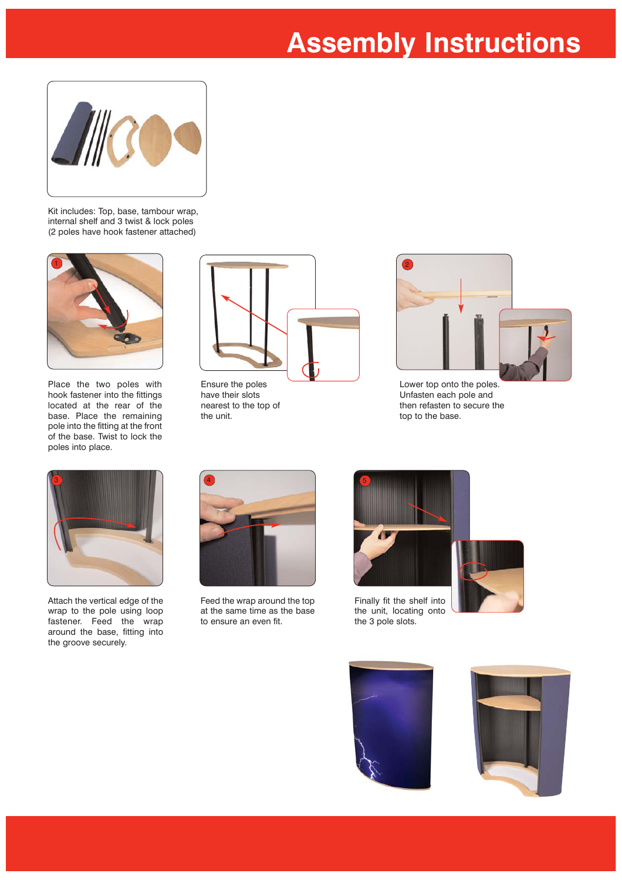# Assembly Instructions

Kit includes: Top, base, tambour wrap, internal shelf and 3 twist & lock poles (2 poles have hook fastener attached)

1

Place the two poles with hook fastener into the fittings located at the rear of the base. Place the remaining pole into the fitting at the front of the base. Twist to lock the poles into place.

Ensure the poles have their slots nearest to the top of the unit.

2

Lower top onto the poles. Unfasten each pole and then refasten to secure the top to the base.

3

Attach the vertical edge of the wrap to the pole using loop fastener. Feed the wrap around the base, fitting into the groove securely.

4

Feed the wrap around the top at the same time as the base to ensure an even fit.

5

Finally fit the shelf into the unit, locating onto the 3 pole slots.